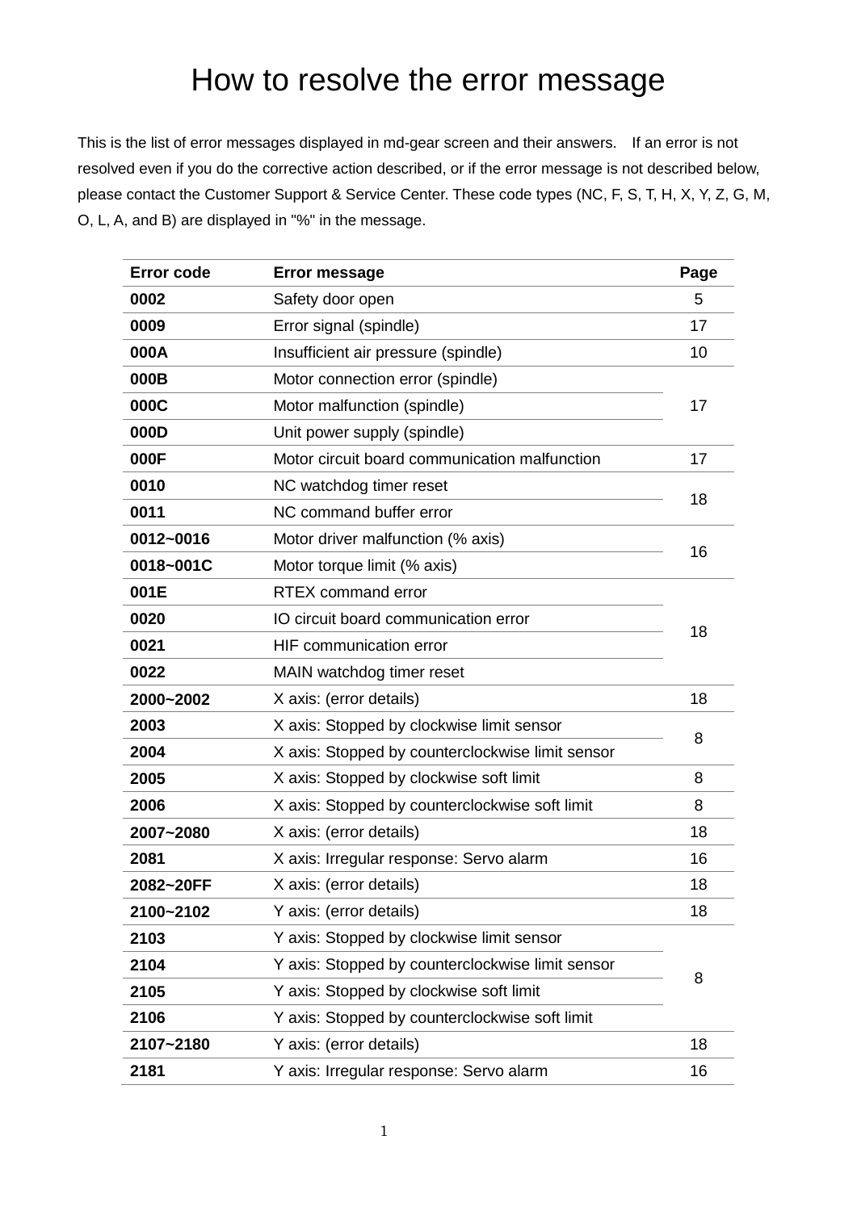# How to resolve the error message

This is the list of error messages displayed in md-gear screen and their answers. If an error is not resolved even if you do the corrective action described, or if the error message is not described below, please contact the Customer Support & Service Center. These code types (NC, F, S, T, H, X, Y, Z, G, M, O, L, A, and B) are displayed in "%" in the message.

| Error code | Error message | Page |
|---|---|---|
| **0002** | Safety door open | 5 |
| **0009** | Error signal (spindle) | 17 |
| **000A** | Insufficient air pressure (spindle) | 10 |
| **000B** | Motor connection error (spindle) | 17 |
| **000C** | Motor malfunction (spindle) | |
| **000D** | Unit power supply (spindle) | |
| **000F** | Motor circuit board communication malfunction | 17 |
| **0010** | NC watchdog timer reset | 18 |
| **0011** | NC command buffer error | |
| **0012~0016** | Motor driver malfunction (% axis) | 16 |
| **0018~001C** | Motor torque limit (% axis) | |
| **001E** | RTEX command error | 18 |
| **0020** | IO circuit board communication error | |
| **0021** | HIF communication error | |
| **0022** | MAIN watchdog timer reset | |
| **2000~2002** | X axis: (error details) | 18 |
| **2003** | X axis: Stopped by clockwise limit sensor | 8 |
| **2004** | X axis: Stopped by counterclockwise limit sensor | |
| **2005** | X axis: Stopped by clockwise soft limit | 8 |
| **2006** | X axis: Stopped by counterclockwise soft limit | 8 |
| **2007~2080** | X axis: (error details) | 18 |
| **2081** | X axis: Irregular response: Servo alarm | 16 |
| **2082~20FF** | X axis: (error details) | 18 |
| **2100~2102** | Y axis: (error details) | 18 |
| **2103** | Y axis: Stopped by clockwise limit sensor | 8 |
| **2104** | Y axis: Stopped by counterclockwise limit sensor | |
| **2105** | Y axis: Stopped by clockwise soft limit | |
| **2106** | Y axis: Stopped by counterclockwise soft limit | |
| **2107~2180** | Y axis: (error details) | 18 |
| **2181** | Y axis: Irregular response: Servo alarm | 16 |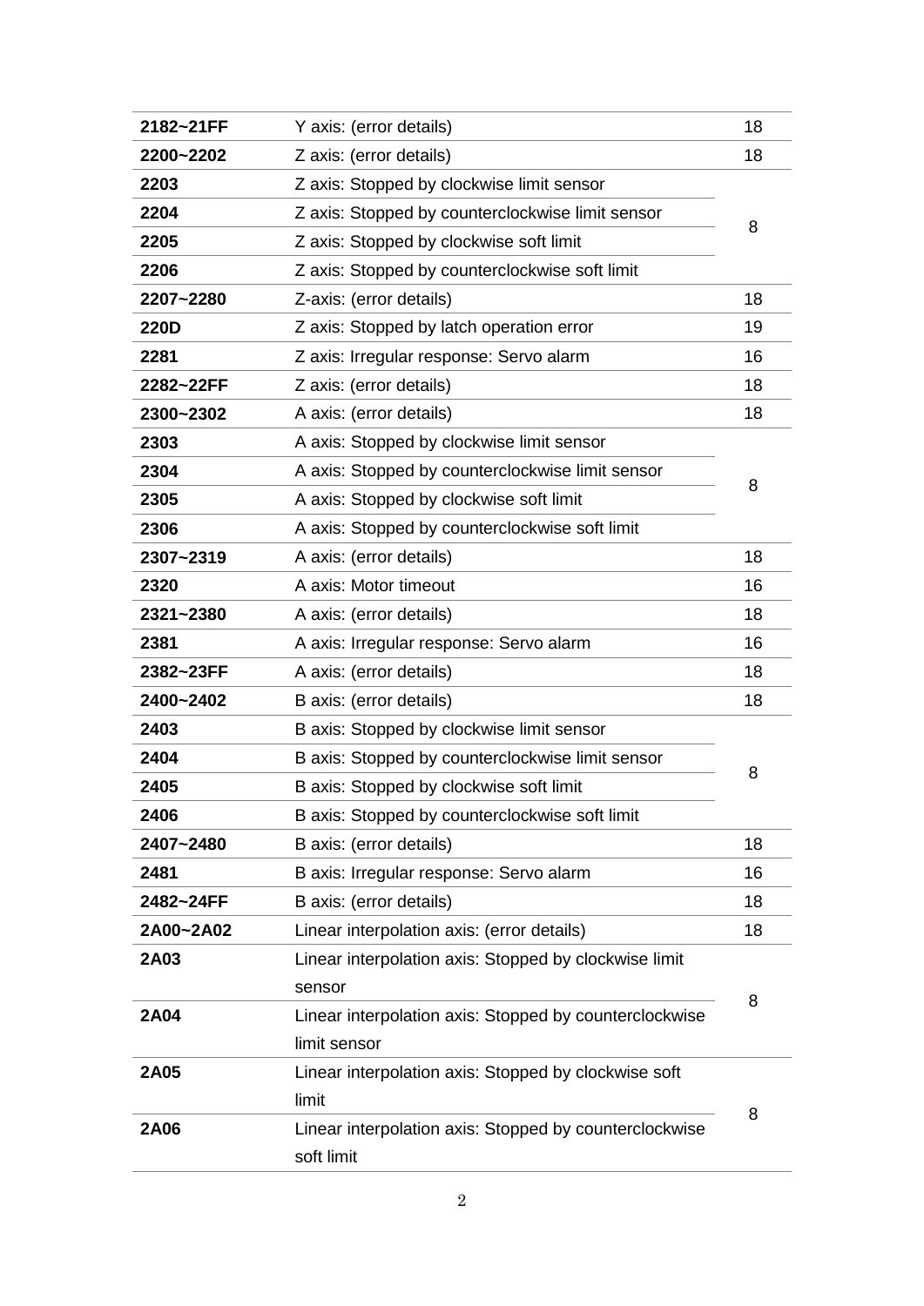| | | |
|---|---|---|
| **2182~21FF** | Y axis: (error details) | 18 |
| **2200~2202** | Z axis: (error details) | 18 |
| **2203** | Z axis: Stopped by clockwise limit sensor | 8 |
| **2204** | Z axis: Stopped by counterclockwise limit sensor | |
| **2205** | Z axis: Stopped by clockwise soft limit | |
| **2206** | Z axis: Stopped by counterclockwise soft limit | |
| **2207~2280** | Z-axis: (error details) | 18 |
| **220D** | Z axis: Stopped by latch operation error | 19 |
| **2281** | Z axis: Irregular response: Servo alarm | 16 |
| **2282~22FF** | Z axis: (error details) | 18 |
| **2300~2302** | A axis: (error details) | 18 |
| **2303** | A axis: Stopped by clockwise limit sensor | 8 |
| **2304** | A axis: Stopped by counterclockwise limit sensor | |
| **2305** | A axis: Stopped by clockwise soft limit | |
| **2306** | A axis: Stopped by counterclockwise soft limit | |
| **2307~2319** | A axis: (error details) | 18 |
| **2320** | A axis: Motor timeout | 16 |
| **2321~2380** | A axis: (error details) | 18 |
| **2381** | A axis: Irregular response: Servo alarm | 16 |
| **2382~23FF** | A axis: (error details) | 18 |
| **2400~2402** | B axis: (error details) | 18 |
| **2403** | B axis: Stopped by clockwise limit sensor | 8 |
| **2404** | B axis: Stopped by counterclockwise limit sensor | |
| **2405** | B axis: Stopped by clockwise soft limit | |
| **2406** | B axis: Stopped by counterclockwise soft limit | |
| **2407~2480** | B axis: (error details) | 18 |
| **2481** | B axis: Irregular response: Servo alarm | 16 |
| **2482~24FF** | B axis: (error details) | 18 |
| **2A00~2A02** | Linear interpolation axis: (error details) | 18 |
| **2A03** | Linear interpolation axis: Stopped by clockwise limit sensor | 8 |
| **2A04** | Linear interpolation axis: Stopped by counterclockwise limit sensor | |
| **2A05** | Linear interpolation axis: Stopped by clockwise soft limit | 8 |
| **2A06** | Linear interpolation axis: Stopped by counterclockwise soft limit | |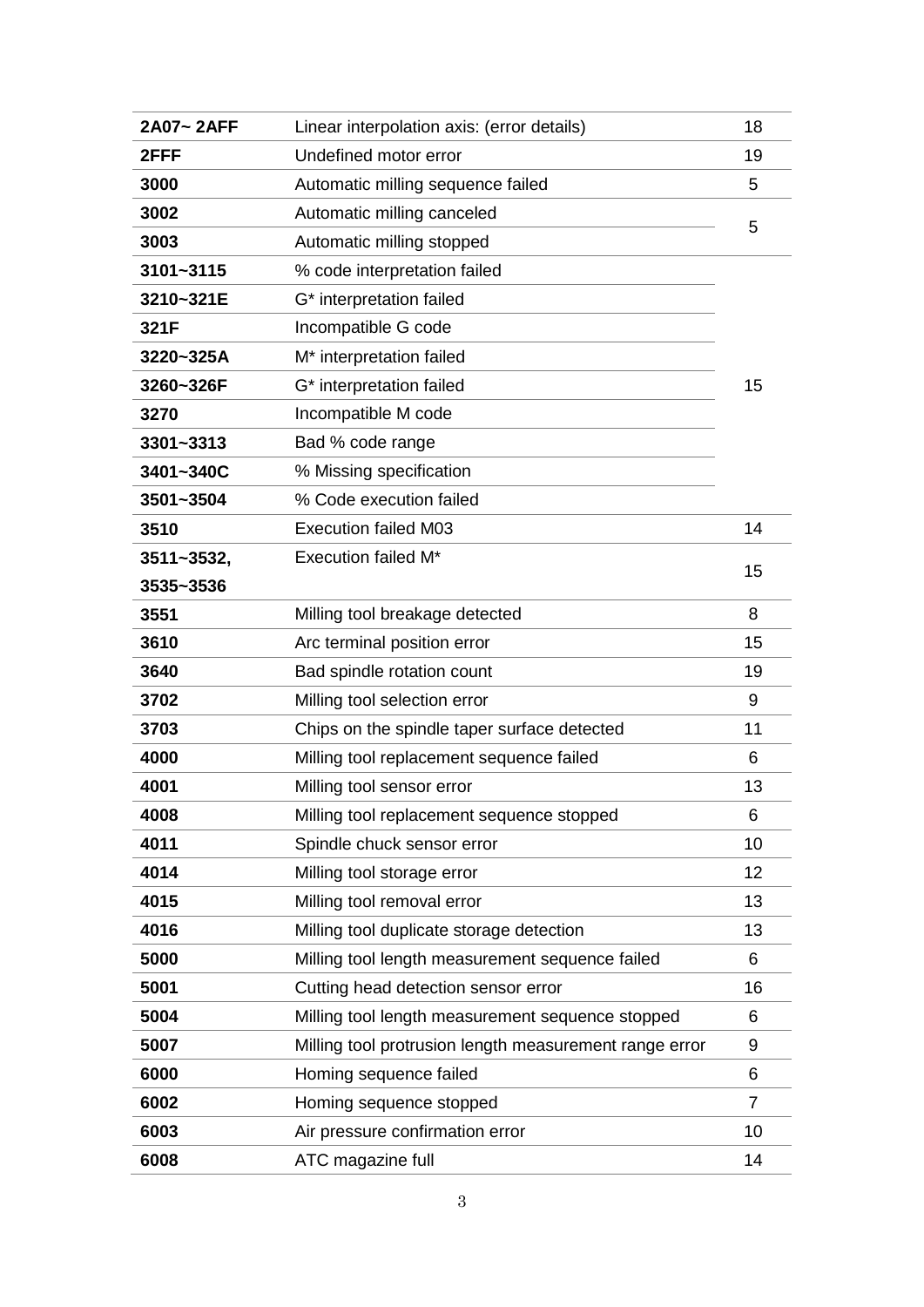| 2A07~ 2AFF | Linear interpolation axis: (error details) | 18 |
|---|---|---|
| 2FFF | Undefined motor error | 19 |
| 3000 | Automatic milling sequence failed | 5 |
| 3002 | Automatic milling canceled | 5 |
| 3003 | Automatic milling stopped | |
| 3101~3115 | % code interpretation failed | 15 |
| 3210~321E | G* interpretation failed | |
| 321F | Incompatible G code | |
| 3220~325A | M* interpretation failed | |
| 3260~326F | G* interpretation failed | |
| 3270 | Incompatible M code | |
| 3301~3313 | Bad % code range | |
| 3401~340C | % Missing specification | |
| 3501~3504 | % Code execution failed | |
| 3510 | Execution failed M03 | 14 |
| 3511~3532, 3535~3536 | Execution failed M* | 15 |
| 3551 | Milling tool breakage detected | 8 |
| 3610 | Arc terminal position error | 15 |
| 3640 | Bad spindle rotation count | 19 |
| 3702 | Milling tool selection error | 9 |
| 3703 | Chips on the spindle taper surface detected | 11 |
| 4000 | Milling tool replacement sequence failed | 6 |
| 4001 | Milling tool sensor error | 13 |
| 4008 | Milling tool replacement sequence stopped | 6 |
| 4011 | Spindle chuck sensor error | 10 |
| 4014 | Milling tool storage error | 12 |
| 4015 | Milling tool removal error | 13 |
| 4016 | Milling tool duplicate storage detection | 13 |
| 5000 | Milling tool length measurement sequence failed | 6 |
| 5001 | Cutting head detection sensor error | 16 |
| 5004 | Milling tool length measurement sequence stopped | 6 |
| 5007 | Milling tool protrusion length measurement range error | 9 |
| 6000 | Homing sequence failed | 6 |
| 6002 | Homing sequence stopped | 7 |
| 6003 | Air pressure confirmation error | 10 |
| 6008 | ATC magazine full | 14 |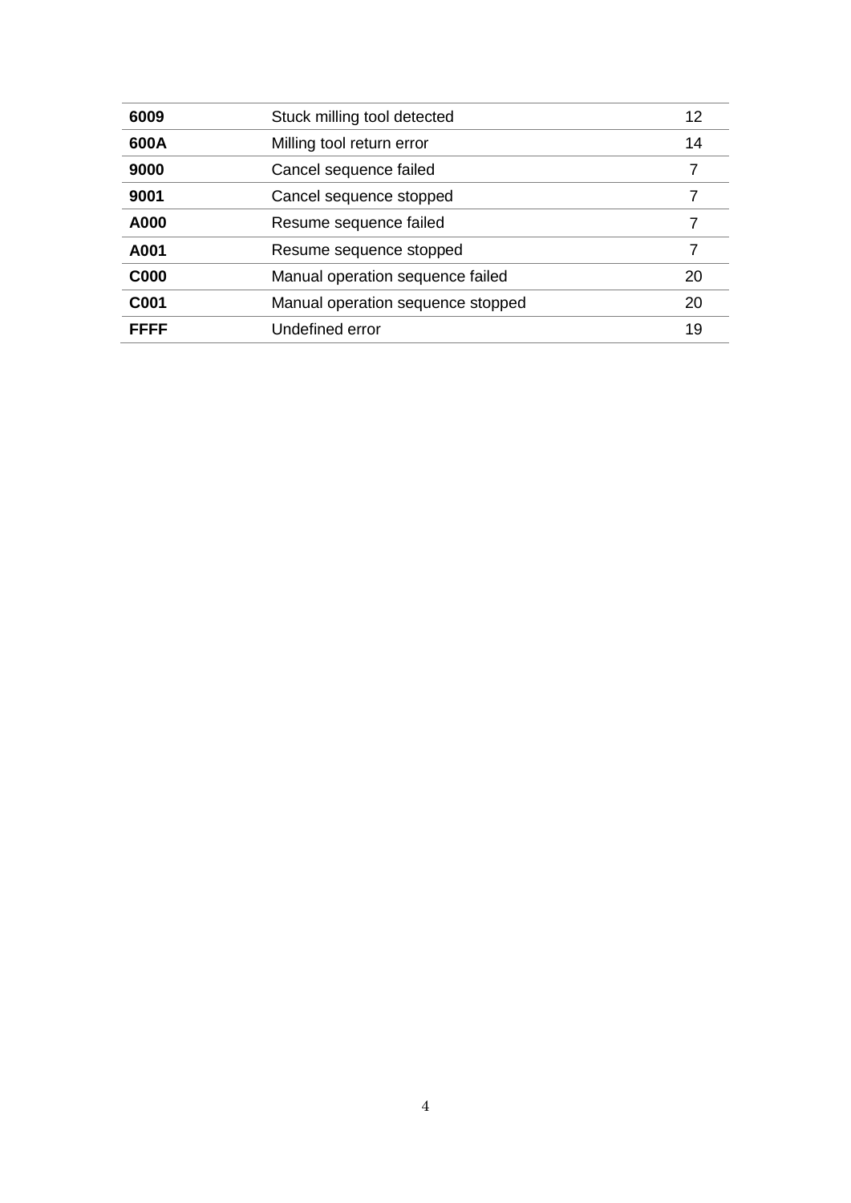| | | |
|---|---|---|
| **6009** | Stuck milling tool detected | 12 |
| **600A** | Milling tool return error | 14 |
| **9000** | Cancel sequence failed | 7 |
| **9001** | Cancel sequence stopped | 7 |
| **A000** | Resume sequence failed | 7 |
| **A001** | Resume sequence stopped | 7 |
| **C000** | Manual operation sequence failed | 20 |
| **C001** | Manual operation sequence stopped | 20 |
| **FFFF** | Undefined error | 19 |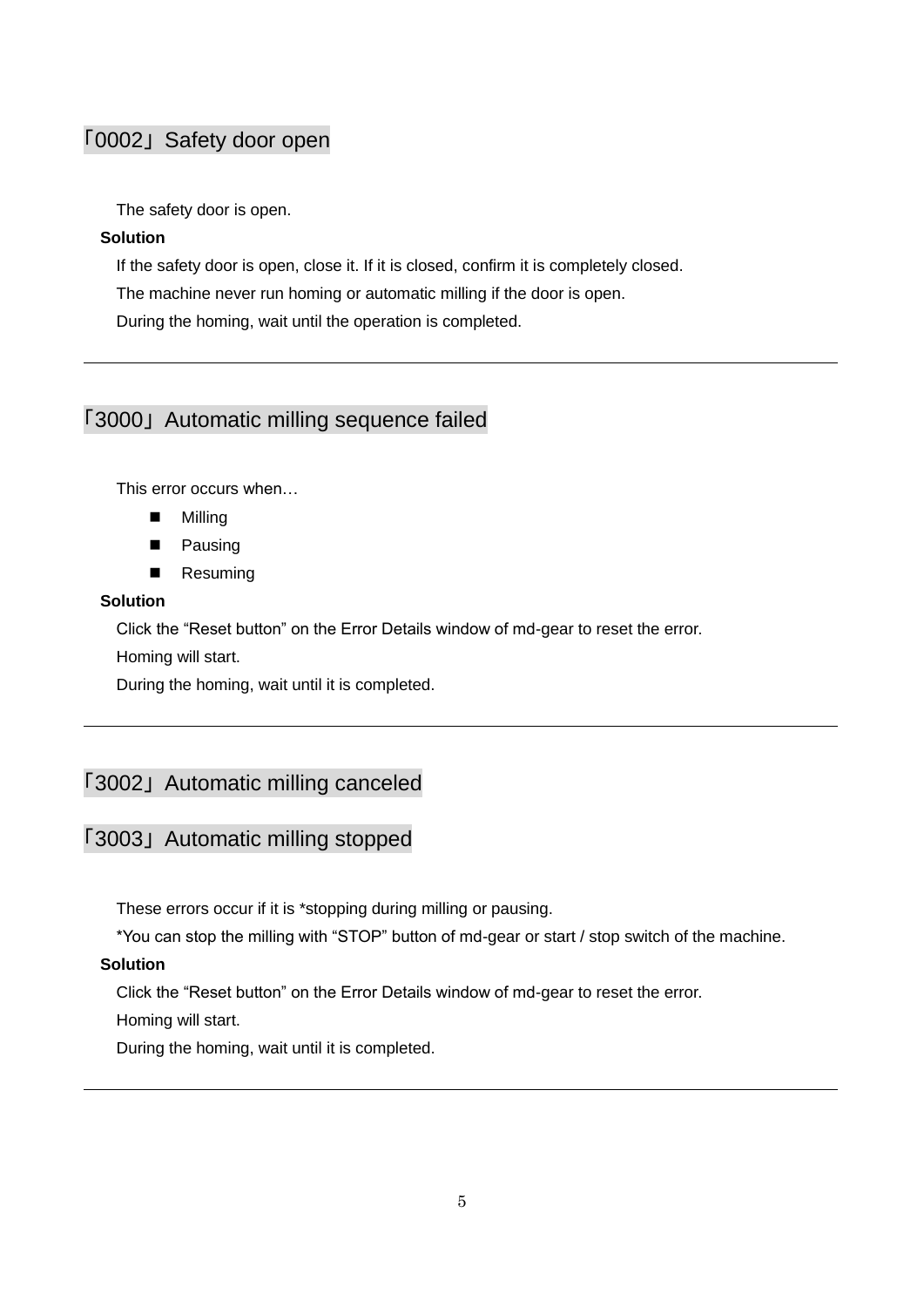## 「0002」Safety door open

The safety door is open.

**Solution**

If the safety door is open, close it. If it is closed, confirm it is completely closed.
The machine never run homing or automatic milling if the door is open.
During the homing, wait until the operation is completed.

---

## 「3000」Automatic milling sequence failed

This error occurs when…

- Milling
- Pausing
- Resuming

**Solution**

Click the “Reset button” on the Error Details window of md-gear to reset the error.
Homing will start.
During the homing, wait until it is completed.

---

## 「3002」Automatic milling canceled

## 「3003」Automatic milling stopped

These errors occur if it is *stopping during milling or pausing.
*You can stop the milling with “STOP” button of md-gear or start / stop switch of the machine.

**Solution**

Click the “Reset button” on the Error Details window of md-gear to reset the error.
Homing will start.
During the homing, wait until it is completed.

---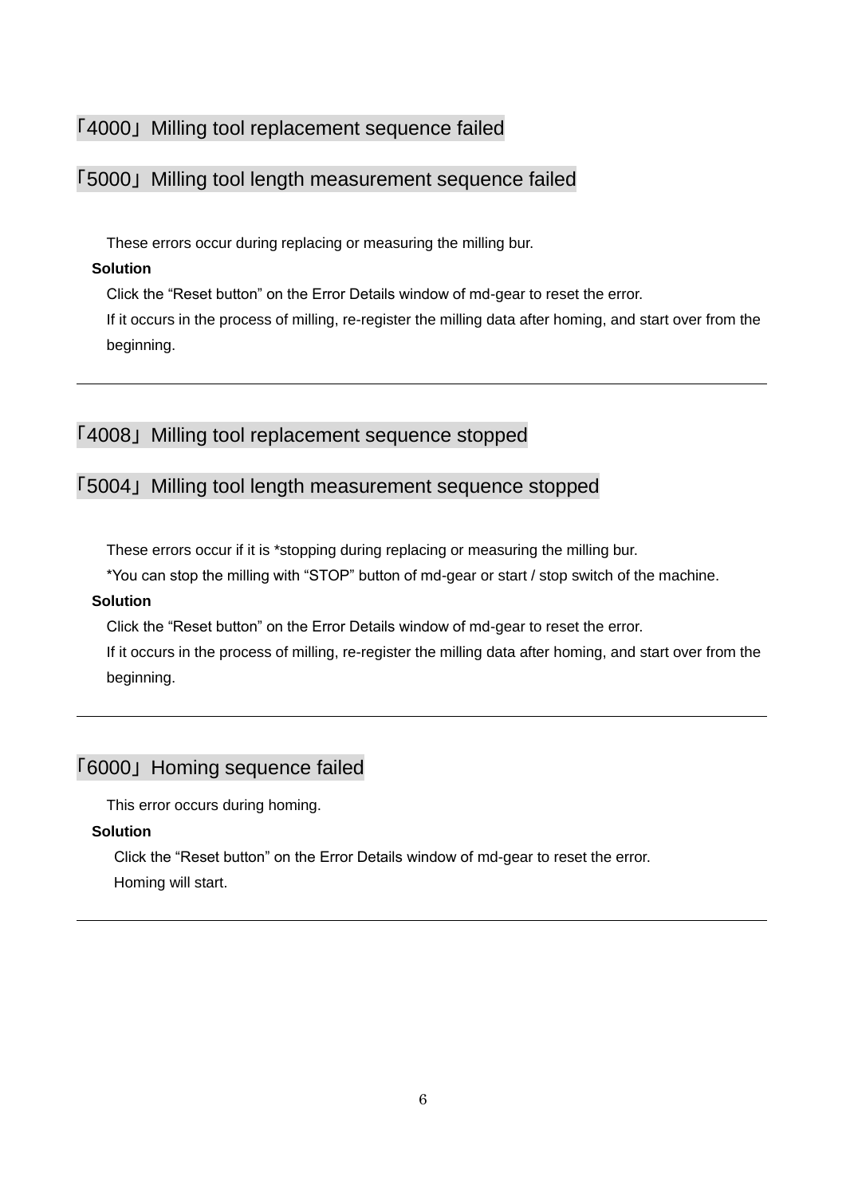## 「4000」Milling tool replacement sequence failed

## 「5000」Milling tool length measurement sequence failed

These errors occur during replacing or measuring the milling bur.

**Solution**

Click the “Reset button” on the Error Details window of md-gear to reset the error.
If it occurs in the process of milling, re-register the milling data after homing, and start over from the beginning.

---

## 「4008」Milling tool replacement sequence stopped

## 「5004」Milling tool length measurement sequence stopped

These errors occur if it is *stopping during replacing or measuring the milling bur.
*You can stop the milling with “STOP” button of md-gear or start / stop switch of the machine.

**Solution**

Click the “Reset button” on the Error Details window of md-gear to reset the error.
If it occurs in the process of milling, re-register the milling data after homing, and start over from the beginning.

---

## 「6000」Homing sequence failed

This error occurs during homing.

**Solution**

Click the “Reset button” on the Error Details window of md-gear to reset the error.
Homing will start.

---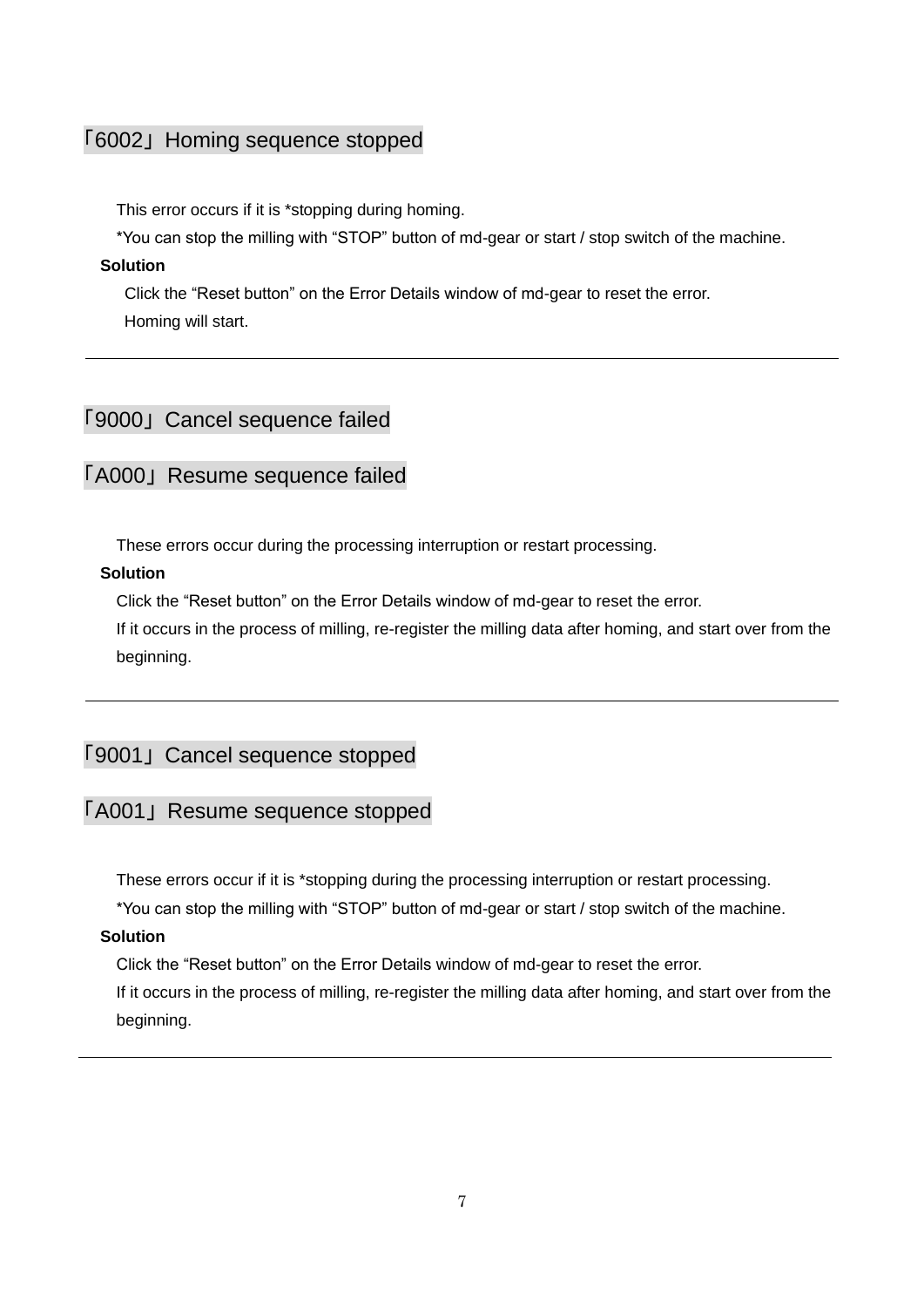## 「6002」Homing sequence stopped

This error occurs if it is *stopping during homing.

*You can stop the milling with "STOP" button of md-gear or start / stop switch of the machine.

**Solution**

Click the "Reset button" on the Error Details window of md-gear to reset the error.

Homing will start.

---

## 「9000」Cancel sequence failed

## 「A000」Resume sequence failed

These errors occur during the processing interruption or restart processing.

**Solution**

Click the "Reset button" on the Error Details window of md-gear to reset the error.

If it occurs in the process of milling, re-register the milling data after homing, and start over from the beginning.

---

## 「9001」Cancel sequence stopped

## 「A001」Resume sequence stopped

These errors occur if it is *stopping during the processing interruption or restart processing.

*You can stop the milling with "STOP" button of md-gear or start / stop switch of the machine.

**Solution**

Click the "Reset button" on the Error Details window of md-gear to reset the error.

If it occurs in the process of milling, re-register the milling data after homing, and start over from the beginning.

---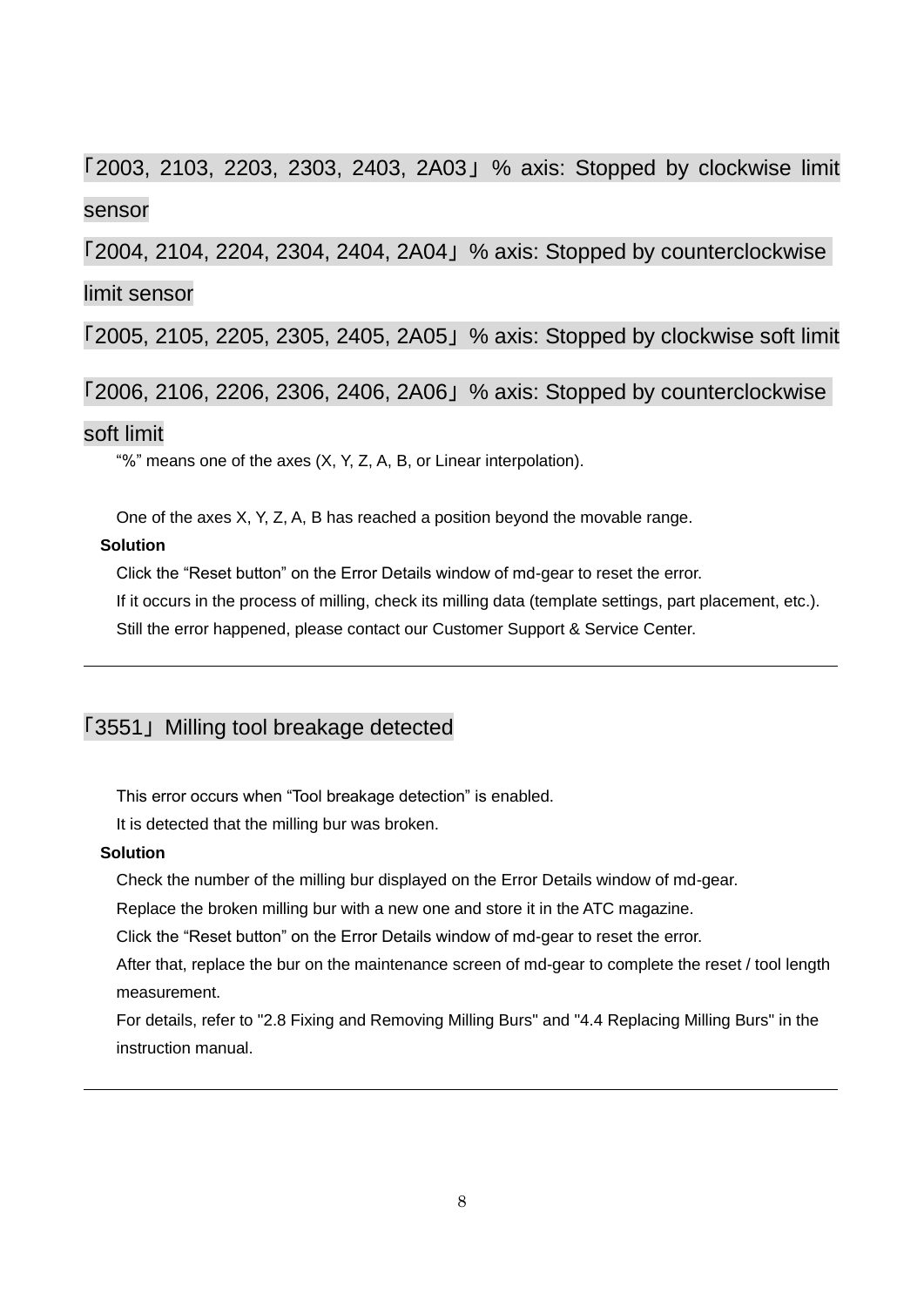### 「2003, 2103, 2203, 2303, 2403, 2A03」% axis: Stopped by clockwise limit sensor

### 「2004, 2104, 2204, 2304, 2404, 2A04」% axis: Stopped by counterclockwise limit sensor

### 「2005, 2105, 2205, 2305, 2405, 2A05」% axis: Stopped by clockwise soft limit

### 「2006, 2106, 2206, 2306, 2406, 2A06」% axis: Stopped by counterclockwise soft limit

"%" means one of the axes (X, Y, Z, A, B, or Linear interpolation).

One of the axes X, Y, Z, A, B has reached a position beyond the movable range.

**Solution**

Click the "Reset button" on the Error Details window of md-gear to reset the error.

If it occurs in the process of milling, check its milling data (template settings, part placement, etc.).

Still the error happened, please contact our Customer Support & Service Center.

---

### 「3551」Milling tool breakage detected

This error occurs when "Tool breakage detection" is enabled.

It is detected that the milling bur was broken.

**Solution**

Check the number of the milling bur displayed on the Error Details window of md-gear.

Replace the broken milling bur with a new one and store it in the ATC magazine.

Click the "Reset button" on the Error Details window of md-gear to reset the error.

After that, replace the bur on the maintenance screen of md-gear to complete the reset / tool length measurement.

For details, refer to "2.8 Fixing and Removing Milling Burs" and "4.4 Replacing Milling Burs" in the instruction manual.

---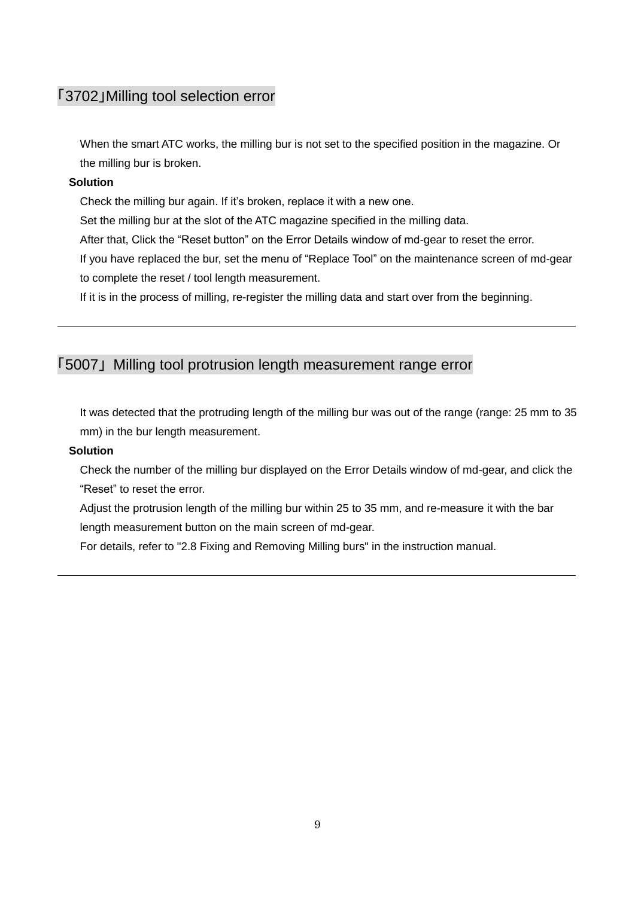## 「3702」Milling tool selection error

When the smart ATC works, the milling bur is not set to the specified position in the magazine. Or the milling bur is broken.

**Solution**

Check the milling bur again. If it’s broken, replace it with a new one.

Set the milling bur at the slot of the ATC magazine specified in the milling data.

After that, Click the “Reset button” on the Error Details window of md-gear to reset the error.

If you have replaced the bur, set the menu of “Replace Tool” on the maintenance screen of md-gear to complete the reset / tool length measurement.

If it is in the process of milling, re-register the milling data and start over from the beginning.

---

## 「5007」 Milling tool protrusion length measurement range error

It was detected that the protruding length of the milling bur was out of the range (range: 25 mm to 35 mm) in the bur length measurement.

**Solution**

Check the number of the milling bur displayed on the Error Details window of md-gear, and click the “Reset” to reset the error.

Adjust the protrusion length of the milling bur within 25 to 35 mm, and re-measure it with the bar length measurement button on the main screen of md-gear.

For details, refer to "2.8 Fixing and Removing Milling burs" in the instruction manual.

---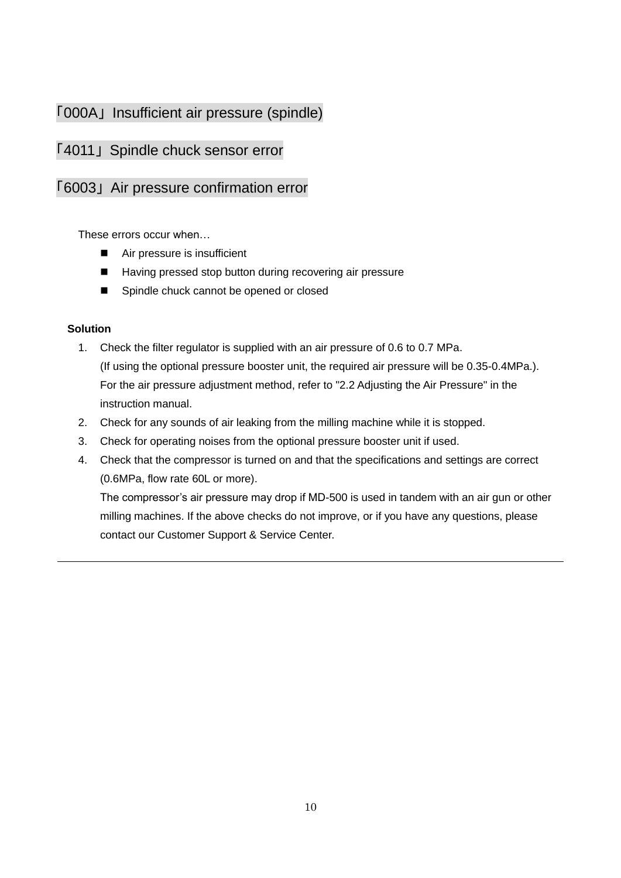## 「000A」Insufficient air pressure (spindle)

## 「4011」Spindle chuck sensor error

## 「6003」Air pressure confirmation error

These errors occur when…

- Air pressure is insufficient
- Having pressed stop button during recovering air pressure
- Spindle chuck cannot be opened or closed

**Solution**

1. Check the filter regulator is supplied with an air pressure of 0.6 to 0.7 MPa.
   (If using the optional pressure booster unit, the required air pressure will be 0.35-0.4MPa.).
   For the air pressure adjustment method, refer to "2.2 Adjusting the Air Pressure" in the instruction manual.
2. Check for any sounds of air leaking from the milling machine while it is stopped.
3. Check for operating noises from the optional pressure booster unit if used.
4. Check that the compressor is turned on and that the specifications and settings are correct (0.6MPa, flow rate 60L or more).
   The compressor's air pressure may drop if MD-500 is used in tandem with an air gun or other milling machines. If the above checks do not improve, or if you have any questions, please contact our Customer Support & Service Center.

---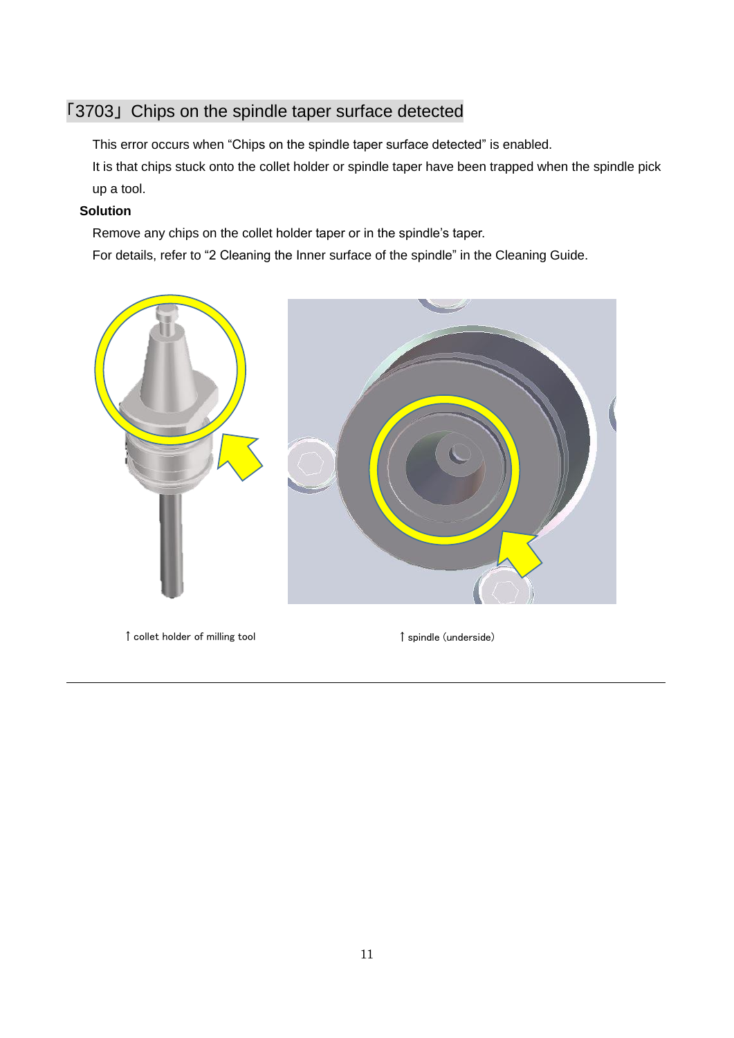## 「3703」Chips on the spindle taper surface detected

This error occurs when "Chips on the spindle taper surface detected" is enabled.
It is that chips stuck onto the collet holder or spindle taper have been trapped when the spindle pick up a tool.

**Solution**

Remove any chips on the collet holder taper or in the spindle's taper.
For details, refer to "2 Cleaning the Inner surface of the spindle" in the Cleaning Guide.

↑ collet holder of milling tool

↑ spindle (underside)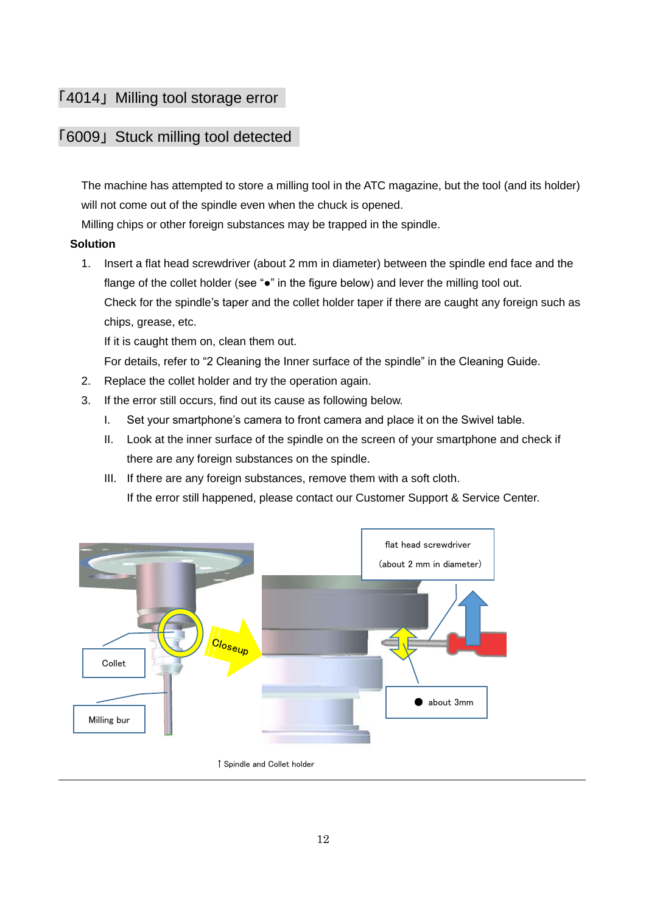## 「4014」Milling tool storage error

## 「6009」Stuck milling tool detected

The machine has attempted to store a milling tool in the ATC magazine, but the tool (and its holder) will not come out of the spindle even when the chuck is opened.

Milling chips or other foreign substances may be trapped in the spindle.

**Solution**

1. Insert a flat head screwdriver (about 2 mm in diameter) between the spindle end face and the flange of the collet holder (see "●" in the figure below) and lever the milling tool out.
   Check for the spindle's taper and the collet holder taper if there are caught any foreign such as chips, grease, etc.
   If it is caught them on, clean them out.
   For details, refer to "2 Cleaning the Inner surface of the spindle" in the Cleaning Guide.
2. Replace the collet holder and try the operation again.
3. If the error still occurs, find out its cause as following below.
   I. Set your smartphone's camera to front camera and place it on the Swivel table.
   II. Look at the inner surface of the spindle on the screen of your smartphone and check if there are any foreign substances on the spindle.
   III. If there are any foreign substances, remove them with a soft cloth.
   If the error still happened, please contact our Customer Support & Service Center.

flat head screwdriver (about 2 mm in diameter)

Collet

Closeup

Milling bur

● about 3mm

↑Spindle and Collet holder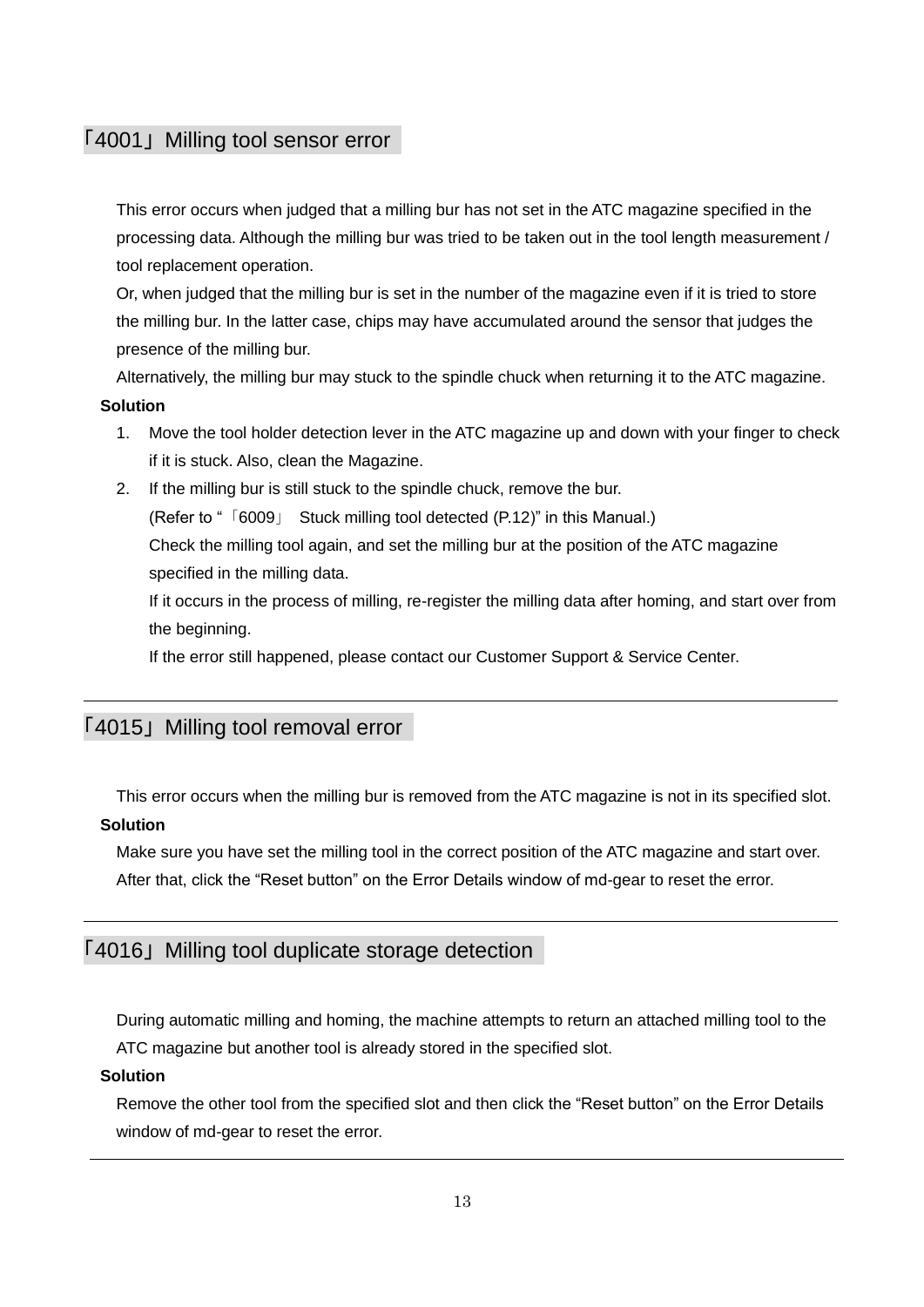## 「4001」Milling tool sensor error

This error occurs when judged that a milling bur has not set in the ATC magazine specified in the processing data. Although the milling bur was tried to be taken out in the tool length measurement / tool replacement operation.

Or, when judged that the milling bur is set in the number of the magazine even if it is tried to store the milling bur. In the latter case, chips may have accumulated around the sensor that judges the presence of the milling bur.

Alternatively, the milling bur may stuck to the spindle chuck when returning it to the ATC magazine.

**Solution**

1. Move the tool holder detection lever in the ATC magazine up and down with your finger to check if it is stuck. Also, clean the Magazine.
2. If the milling bur is still stuck to the spindle chuck, remove the bur.
   (Refer to "「6009」 Stuck milling tool detected (P.12)" in this Manual.)
   Check the milling tool again, and set the milling bur at the position of the ATC magazine specified in the milling data.
   If it occurs in the process of milling, re-register the milling data after homing, and start over from the beginning.
   If the error still happened, please contact our Customer Support & Service Center.

---

## 「4015」Milling tool removal error

This error occurs when the milling bur is removed from the ATC magazine is not in its specified slot.

**Solution**

Make sure you have set the milling tool in the correct position of the ATC magazine and start over.
After that, click the "Reset button" on the Error Details window of md-gear to reset the error.

---

## 「4016」Milling tool duplicate storage detection

During automatic milling and homing, the machine attempts to return an attached milling tool to the ATC magazine but another tool is already stored in the specified slot.

**Solution**

Remove the other tool from the specified slot and then click the "Reset button" on the Error Details window of md-gear to reset the error.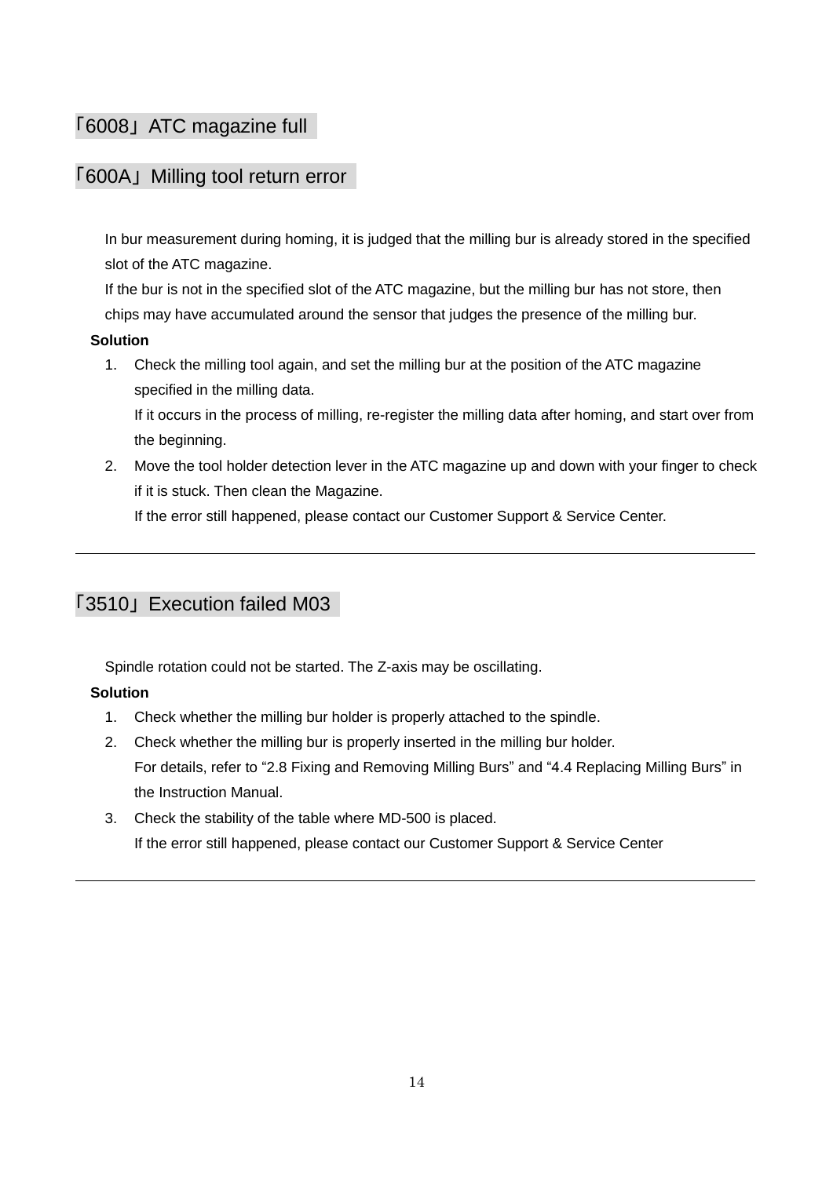## 「6008」ATC magazine full

## 「600A」Milling tool return error

In bur measurement during homing, it is judged that the milling bur is already stored in the specified slot of the ATC magazine.
If the bur is not in the specified slot of the ATC magazine, but the milling bur has not store, then chips may have accumulated around the sensor that judges the presence of the milling bur.

**Solution**

1. Check the milling tool again, and set the milling bur at the position of the ATC magazine specified in the milling data.
   If it occurs in the process of milling, re-register the milling data after homing, and start over from the beginning.
2. Move the tool holder detection lever in the ATC magazine up and down with your finger to check if it is stuck. Then clean the Magazine.
   If the error still happened, please contact our Customer Support & Service Center.

---

## 「3510」Execution failed M03

Spindle rotation could not be started. The Z-axis may be oscillating.

**Solution**

1. Check whether the milling bur holder is properly attached to the spindle.
2. Check whether the milling bur is properly inserted in the milling bur holder.
   For details, refer to “2.8 Fixing and Removing Milling Burs” and “4.4 Replacing Milling Burs” in the Instruction Manual.
3. Check the stability of the table where MD-500 is placed.
   If the error still happened, please contact our Customer Support & Service Center

---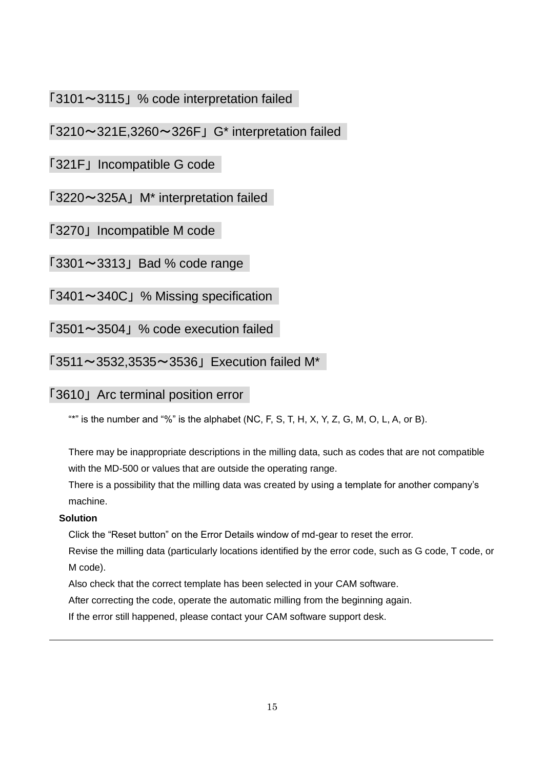### 「3101～3115」% code interpretation failed

### 「3210～321E,3260～326F」G* interpretation failed

### 「321F」Incompatible G code

### 「3220～325A」M* interpretation failed

### 「3270」Incompatible M code

### 「3301～3313」Bad % code range

### 「3401～340C」% Missing specification

### 「3501～3504」% code execution failed

### 「3511～3532,3535～3536」Execution failed M*

### 「3610」Arc terminal position error

"*" is the number and "%" is the alphabet (NC, F, S, T, H, X, Y, Z, G, M, O, L, A, or B).

There may be inappropriate descriptions in the milling data, such as codes that are not compatible with the MD-500 or values that are outside the operating range.
There is a possibility that the milling data was created by using a template for another company's machine.

**Solution**

Click the "Reset button" on the Error Details window of md-gear to reset the error.
Revise the milling data (particularly locations identified by the error code, such as G code, T code, or M code).
Also check that the correct template has been selected in your CAM software.
After correcting the code, operate the automatic milling from the beginning again.
If the error still happened, please contact your CAM software support desk.

---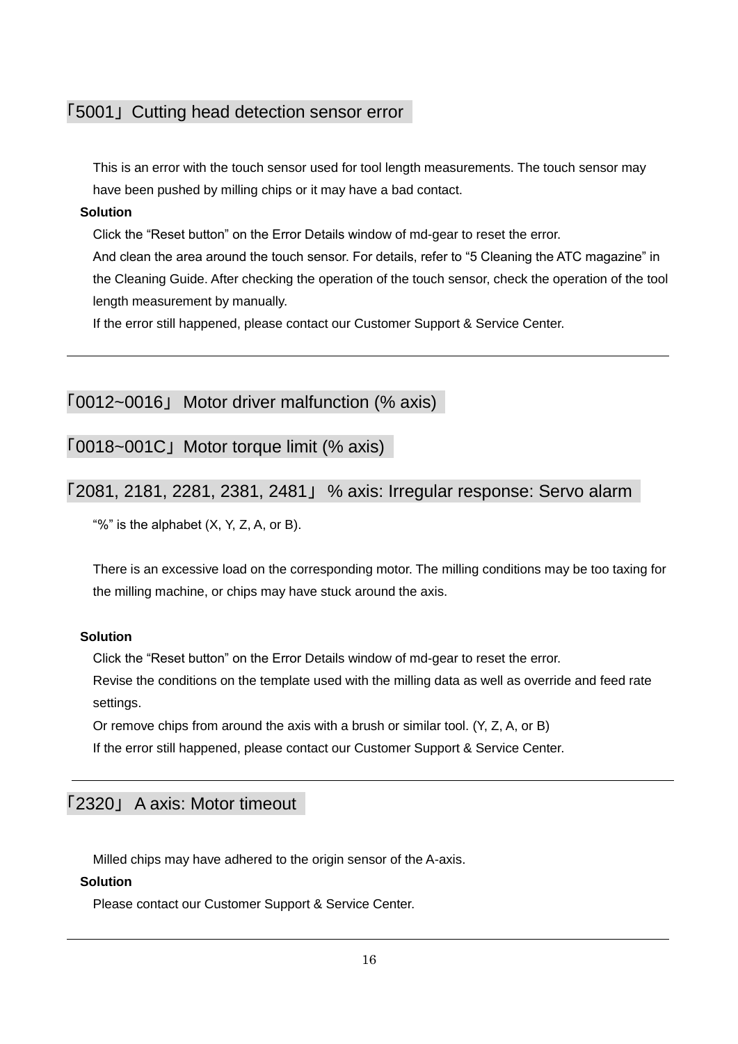## 「5001」Cutting head detection sensor error

This is an error with the touch sensor used for tool length measurements. The touch sensor may have been pushed by milling chips or it may have a bad contact.

**Solution**

Click the "Reset button" on the Error Details window of md-gear to reset the error.
And clean the area around the touch sensor. For details, refer to "5 Cleaning the ATC magazine" in the Cleaning Guide. After checking the operation of the touch sensor, check the operation of the tool length measurement by manually.
If the error still happened, please contact our Customer Support & Service Center.

---

## 「0012~0016」 Motor driver malfunction (% axis)

## 「0018~001C」Motor torque limit (% axis)

## 「2081, 2181, 2281, 2381, 2481」 % axis: Irregular response: Servo alarm

"%" is the alphabet (X, Y, Z, A, or B).

There is an excessive load on the corresponding motor. The milling conditions may be too taxing for the milling machine, or chips may have stuck around the axis.

**Solution**

Click the "Reset button" on the Error Details window of md-gear to reset the error.
Revise the conditions on the template used with the milling data as well as override and feed rate settings.
Or remove chips from around the axis with a brush or similar tool. (Y, Z, A, or B)
If the error still happened, please contact our Customer Support & Service Center.

---

## 「2320」 A axis: Motor timeout

Milled chips may have adhered to the origin sensor of the A-axis.

**Solution**

Please contact our Customer Support & Service Center.

---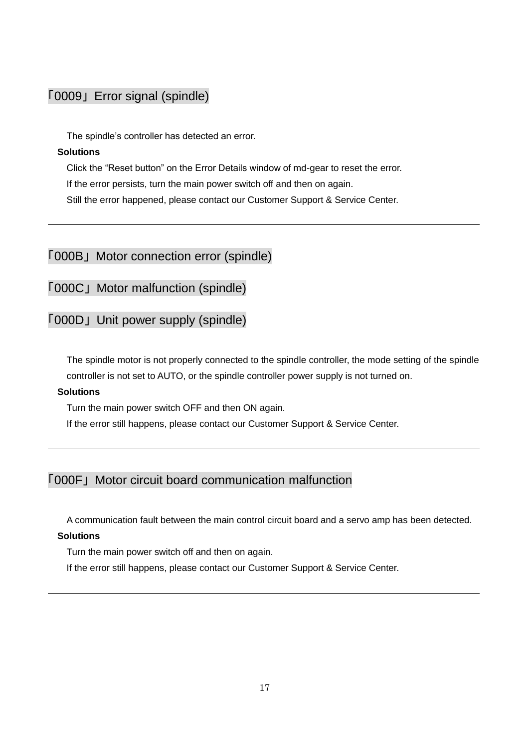## 「0009」Error signal (spindle)

The spindle's controller has detected an error.

**Solutions**

Click the "Reset button" on the Error Details window of md-gear to reset the error.
If the error persists, turn the main power switch off and then on again.
Still the error happened, please contact our Customer Support & Service Center.

---

## 「000B」Motor connection error (spindle)

## 「000C」Motor malfunction (spindle)

## 「000D」Unit power supply (spindle)

The spindle motor is not properly connected to the spindle controller, the mode setting of the spindle controller is not set to AUTO, or the spindle controller power supply is not turned on.

**Solutions**

Turn the main power switch OFF and then ON again.
If the error still happens, please contact our Customer Support & Service Center.

---

## 「000F」Motor circuit board communication malfunction

A communication fault between the main control circuit board and a servo amp has been detected.

**Solutions**

Turn the main power switch off and then on again.
If the error still happens, please contact our Customer Support & Service Center.

---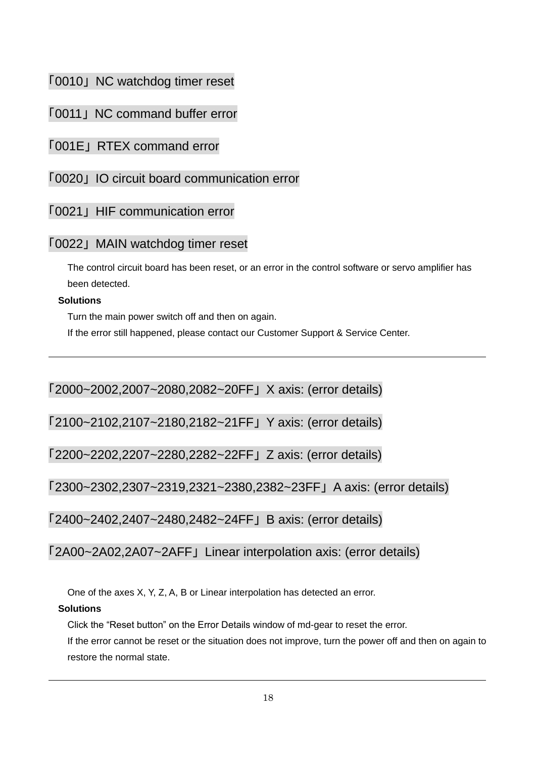### 「0010」NC watchdog timer reset

### 「0011」NC command buffer error

### 「001E」RTEX command error

### 「0020」IO circuit board communication error

### 「0021」HIF communication error

### 「0022」MAIN watchdog timer reset

The control circuit board has been reset, or an error in the control software or servo amplifier has been detected.

**Solutions**

Turn the main power switch off and then on again.

If the error still happened, please contact our Customer Support & Service Center.

---

### 「2000~2002,2007~2080,2082~20FF」X axis: (error details)

### 「2100~2102,2107~2180,2182~21FF」Y axis: (error details)

### 「2200~2202,2207~2280,2282~22FF」Z axis: (error details)

### 「2300~2302,2307~2319,2321~2380,2382~23FF」A axis: (error details)

### 「2400~2402,2407~2480,2482~24FF」B axis: (error details)

### 「2A00~2A02,2A07~2AFF」Linear interpolation axis: (error details)

One of the axes X, Y, Z, A, B or Linear interpolation has detected an error.

**Solutions**

Click the “Reset button” on the Error Details window of md-gear to reset the error.

If the error cannot be reset or the situation does not improve, turn the power off and then on again to restore the normal state.

---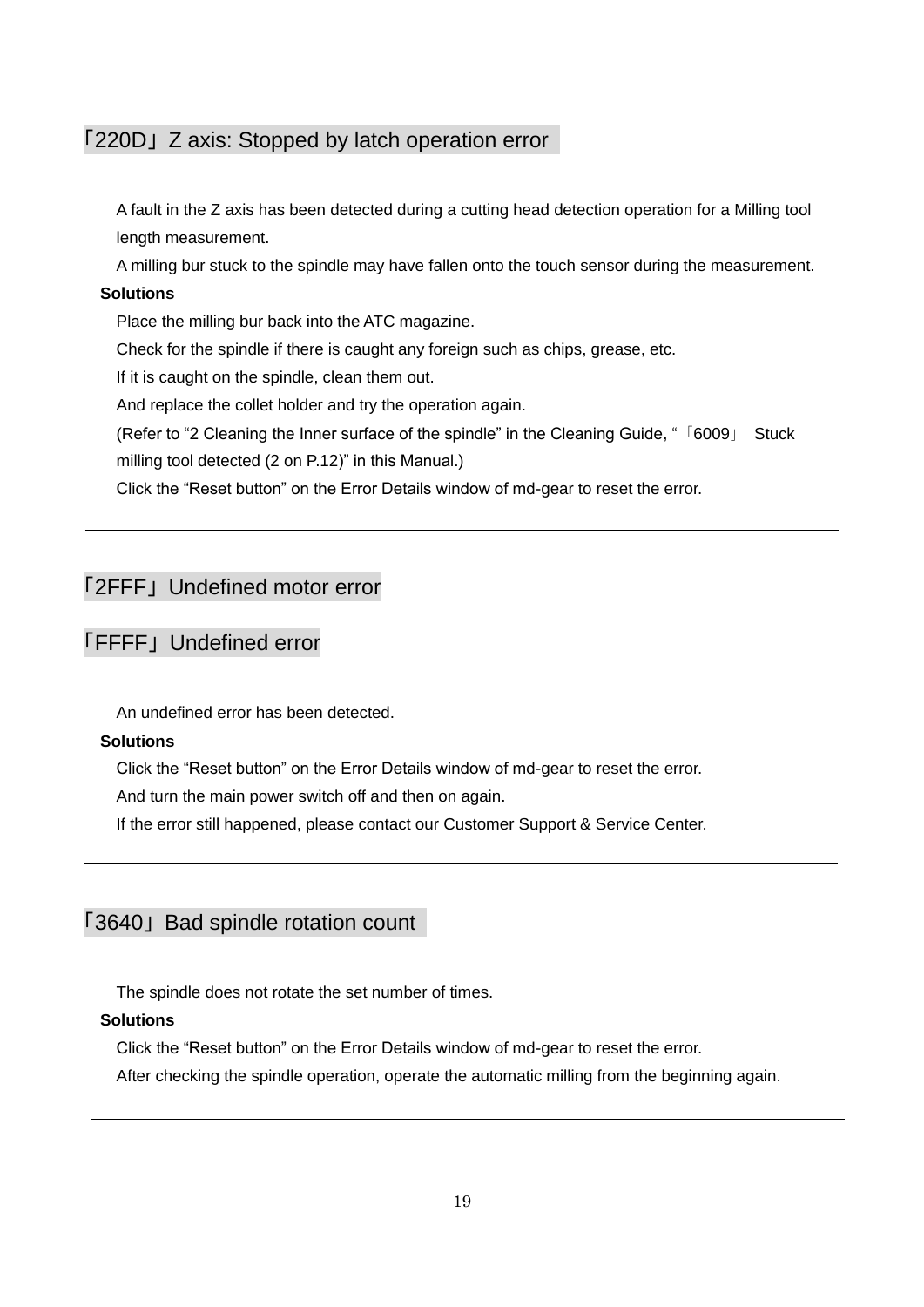## 「220D」Z axis: Stopped by latch operation error

A fault in the Z axis has been detected during a cutting head detection operation for a Milling tool length measurement.

A milling bur stuck to the spindle may have fallen onto the touch sensor during the measurement.

**Solutions**

Place the milling bur back into the ATC magazine.

Check for the spindle if there is caught any foreign such as chips, grease, etc.

If it is caught on the spindle, clean them out.

And replace the collet holder and try the operation again.

(Refer to “2 Cleaning the Inner surface of the spindle” in the Cleaning Guide, “「6009」 Stuck milling tool detected (2 on P.12)” in this Manual.)

Click the “Reset button” on the Error Details window of md-gear to reset the error.

---

## 「2FFF」Undefined motor error

## 「FFFF」Undefined error

An undefined error has been detected.

**Solutions**

Click the “Reset button” on the Error Details window of md-gear to reset the error.

And turn the main power switch off and then on again.

If the error still happened, please contact our Customer Support & Service Center.

---

## 「3640」Bad spindle rotation count

The spindle does not rotate the set number of times.

**Solutions**

Click the “Reset button” on the Error Details window of md-gear to reset the error.

After checking the spindle operation, operate the automatic milling from the beginning again.

---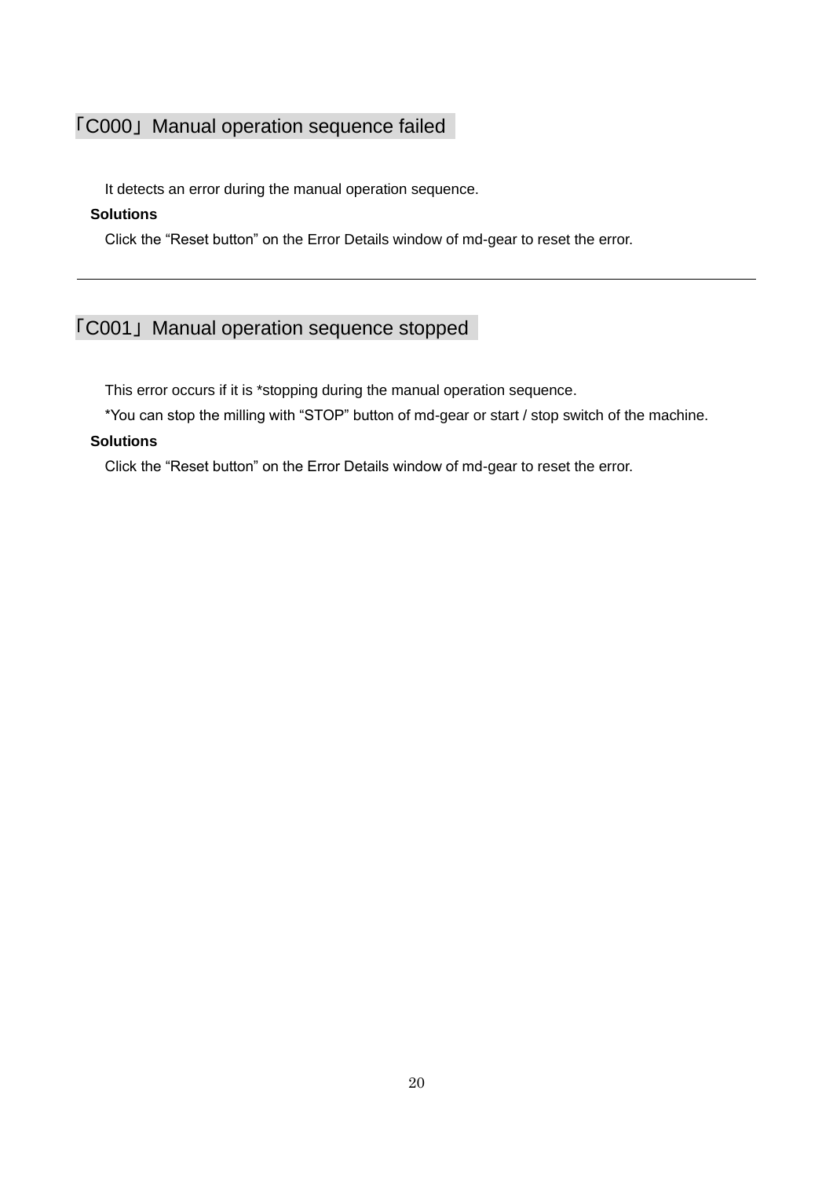## 「C000」Manual operation sequence failed

It detects an error during the manual operation sequence.

**Solutions**

Click the “Reset button” on the Error Details window of md-gear to reset the error.

---

## 「C001」Manual operation sequence stopped

This error occurs if it is *stopping during the manual operation sequence.

*You can stop the milling with “STOP” button of md-gear or start / stop switch of the machine.

**Solutions**

Click the “Reset button” on the Error Details window of md-gear to reset the error.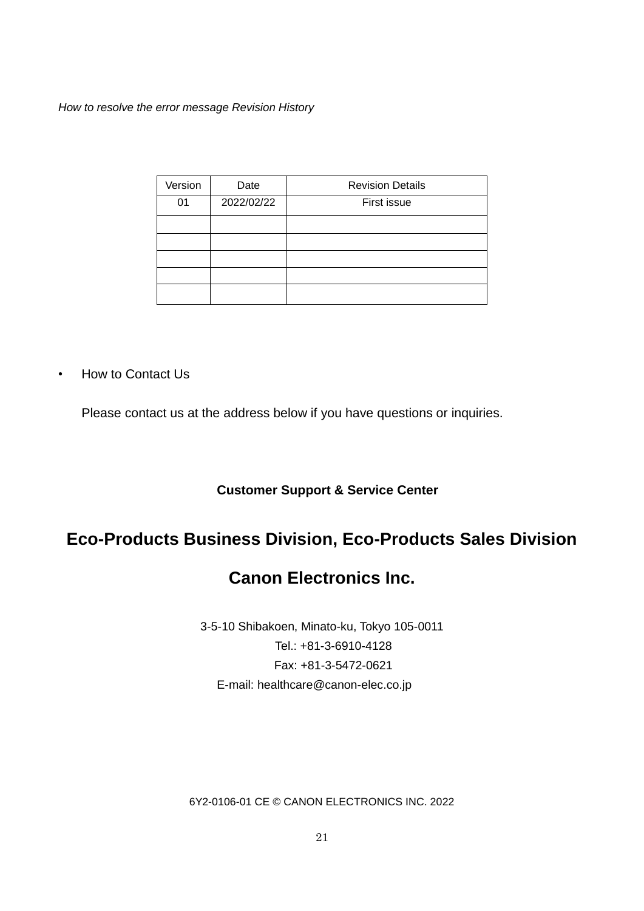*How to resolve the error message Revision History*

| Version | Date | Revision Details |
|---|---|---|
| 01 | 2022/02/22 | First issue |
| | | |
| | | |
| | | |
| | | |
| | | |

- How to Contact Us

  Please contact us at the address below if you have questions or inquiries.

**Customer Support & Service Center**

## Eco-Products Business Division, Eco-Products Sales Division

## Canon Electronics Inc.

3-5-10 Shibakoen, Minato-ku, Tokyo 105-0011
Tel.: +81-3-6910-4128
Fax: +81-3-5472-0621
E-mail: healthcare@canon-elec.co.jp

6Y2-0106-01 CE © CANON ELECTRONICS INC. 2022